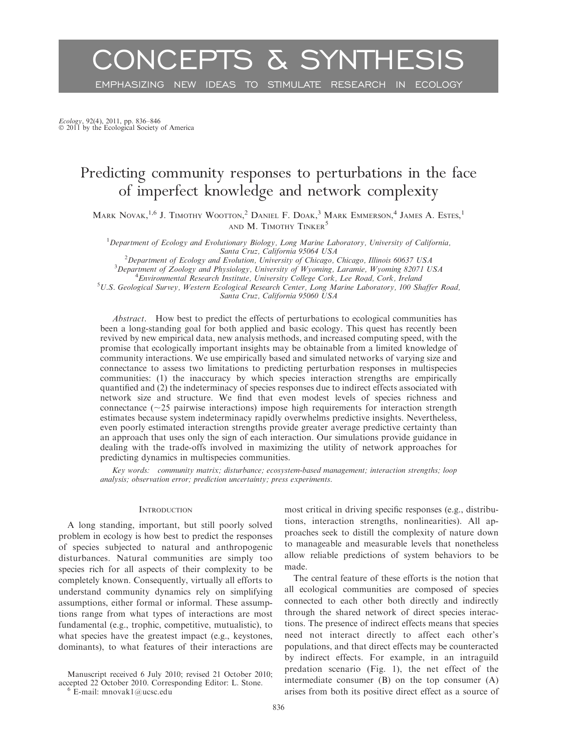# CONCEPTS & SYNTHESIS

EMPHASIZING NEW IDEAS TO STIMULATE RESEARCH IN ECOLOGY

*Ecology*, 92(4), 2011, pp. 836–846
© 2011 by the Ecological Society of America

## Predicting community responses to perturbations in the face of imperfect knowledge and network complexity

Mark Novak,[1,6] J. Timothy Wootton,[2] Daniel F. Doak,[3] Mark Emmerson,[4] James A. Estes,[1] and M. Timothy Tinker[5]

[1]*Department of Ecology and Evolutionary Biology, Long Marine Laboratory, University of California, Santa Cruz, California 95064 USA*
[2]*Department of Ecology and Evolution, University of Chicago, Chicago, Illinois 60637 USA*
[3]*Department of Zoology and Physiology, University of Wyoming, Laramie, Wyoming 82071 USA*
[4]*Environmental Research Institute, University College Cork, Lee Road, Cork, Ireland*
[5]*U.S. Geological Survey, Western Ecological Research Center, Long Marine Laboratory, 100 Shaffer Road, Santa Cruz, California 95060 USA*

*Abstract*. How best to predict the effects of perturbations to ecological communities has been a long-standing goal for both applied and basic ecology. This quest has recently been revived by new empirical data, new analysis methods, and increased computing speed, with the promise that ecologically important insights may be obtainable from a limited knowledge of community interactions. We use empirically based and simulated networks of varying size and connectance to assess two limitations to predicting perturbation responses in multispecies communities: (1) the inaccuracy by which species interaction strengths are empirically quantified and (2) the indeterminacy of species responses due to indirect effects associated with network size and structure. We find that even modest levels of species richness and connectance (~25 pairwise interactions) impose high requirements for interaction strength estimates because system indeterminacy rapidly overwhelms predictive insights. Nevertheless, even poorly estimated interaction strengths provide greater average predictive certainty than an approach that uses only the sign of each interaction. Our simulations provide guidance in dealing with the trade-offs involved in maximizing the utility of network approaches for predicting dynamics in multispecies communities.

*Key words: community matrix; disturbance; ecosystem-based management; interaction strengths; loop analysis; observation error; prediction uncertainty; press experiments.*

### Introduction

A long standing, important, but still poorly solved problem in ecology is how best to predict the responses of species subjected to natural and anthropogenic disturbances. Natural communities are simply too species rich for all aspects of their complexity to be completely known. Consequently, virtually all efforts to understand community dynamics rely on simplifying assumptions, either formal or informal. These assumptions range from what types of interactions are most fundamental (e.g., trophic, competitive, mutualistic), to what species have the greatest impact (e.g., keystones, dominants), to what features of their interactions are most critical in driving specific responses (e.g., distributions, interaction strengths, nonlinearities). All approaches seek to distill the complexity of nature down to manageable and measurable levels that nonetheless allow reliable predictions of system behaviors to be made.

The central feature of these efforts is the notion that all ecological communities are composed of species connected to each other both directly and indirectly through the shared network of direct species interactions. The presence of indirect effects means that species need not interact directly to affect each other's populations, and that direct effects may be counteracted by indirect effects. For example, in an intraguild predation scenario (Fig. 1), the net effect of the intermediate consumer (B) on the top consumer (A) arises from both its positive direct effect as a source of

Manuscript received 6 July 2010; revised 21 October 2010; accepted 22 October 2010. Corresponding Editor: L. Stone.
[6] E-mail: mnovak1@ucsc.edu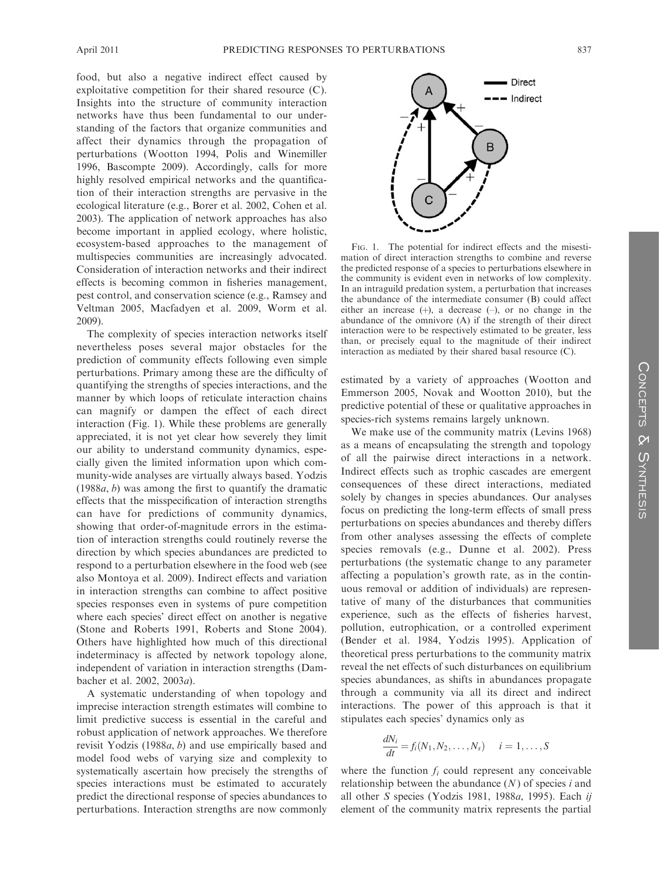food, but also a negative indirect effect caused by exploitative competition for their shared resource (C). Insights into the structure of community interaction networks have thus been fundamental to our understanding of the factors that organize communities and affect their dynamics through the propagation of perturbations (Wootton 1994, Polis and Winemiller 1996, Bascompte 2009). Accordingly, calls for more highly resolved empirical networks and the quantification of their interaction strengths are pervasive in the ecological literature (e.g., Borer et al. 2002, Cohen et al. 2003). The application of network approaches has also become important in applied ecology, where holistic, ecosystem-based approaches to the management of multispecies communities are increasingly advocated. Consideration of interaction networks and their indirect effects is becoming common in fisheries management, pest control, and conservation science (e.g., Ramsey and Veltman 2005, Macfadyen et al. 2009, Worm et al. 2009).

The complexity of species interaction networks itself nevertheless poses several major obstacles for the prediction of community effects following even simple perturbations. Primary among these are the difficulty of quantifying the strengths of species interactions, and the manner by which loops of reticulate interaction chains can magnify or dampen the effect of each direct interaction (Fig. 1). While these problems are generally appreciated, it is not yet clear how severely they limit our ability to understand community dynamics, especially given the limited information upon which community-wide analyses are virtually always based. Yodzis (1988*a*, *b*) was among the first to quantify the dramatic effects that the misspecification of interaction strengths can have for predictions of community dynamics, showing that order-of-magnitude errors in the estimation of interaction strengths could routinely reverse the direction by which species abundances are predicted to respond to a perturbation elsewhere in the food web (see also Montoya et al. 2009). Indirect effects and variation in interaction strengths can combine to affect positive species responses even in systems of pure competition where each species' direct effect on another is negative (Stone and Roberts 1991, Roberts and Stone 2004). Others have highlighted how much of this directional indeterminacy is affected by network topology alone, independent of variation in interaction strengths (Dambacher et al. 2002, 2003*a*).

A systematic understanding of when topology and imprecise interaction strength estimates will combine to limit predictive success is essential in the careful and robust application of network approaches. We therefore revisit Yodzis (1988*a*, *b*) and use empirically based and model food webs of varying size and complexity to systematically ascertain how precisely the strengths of species interactions must be estimated to accurately predict the directional response of species abundances to perturbations. Interaction strengths are now commonly estimated by a variety of approaches (Wootton and Emmerson 2005, Novak and Wootton 2010), but the predictive potential of these or qualitative approaches in species-rich systems remains largely unknown.

FIG. 1. The potential for indirect effects and the misestimation of direct interaction strengths to combine and reverse the predicted response of a species to perturbations elsewhere in the community is evident even in networks of low complexity. In an intraguild predation system, a perturbation that increases the abundance of the intermediate consumer (B) could affect either an increase (+), a decrease (–), or no change in the abundance of the omnivore (A) if the strength of their direct interaction were to be respectively estimated to be greater, less than, or precisely equal to the magnitude of their indirect interaction as mediated by their shared basal resource (C).

We make use of the community matrix (Levins 1968) as a means of encapsulating the strength and topology of all the pairwise direct interactions in a network. Indirect effects such as trophic cascades are emergent consequences of these direct interactions, mediated solely by changes in species abundances. Our analyses focus on predicting the long-term effects of small press perturbations on species abundances and thereby differs from other analyses assessing the effects of complete species removals (e.g., Dunne et al. 2002). Press perturbations (the systematic change to any parameter affecting a population's growth rate, as in the continuous removal or addition of individuals) are representative of many of the disturbances that communities experience, such as the effects of fisheries harvest, pollution, eutrophication, or a controlled experiment (Bender et al. 1984, Yodzis 1995). Application of theoretical press perturbations to the community matrix reveal the net effects of such disturbances on equilibrium species abundances, as shifts in abundances propagate through a community via all its direct and indirect interactions. The power of this approach is that it stipulates each species' dynamics only as

$$\frac{dN_i}{dt} = f_i(N_1, N_2, \ldots, N_s) \quad i = 1, \ldots, S$$

where the function $f_i$ could represent any conceivable relationship between the abundance ($N$) of species $i$ and all other $S$ species (Yodzis 1981, 1988*a*, 1995). Each $ij$ element of the community matrix represents the partial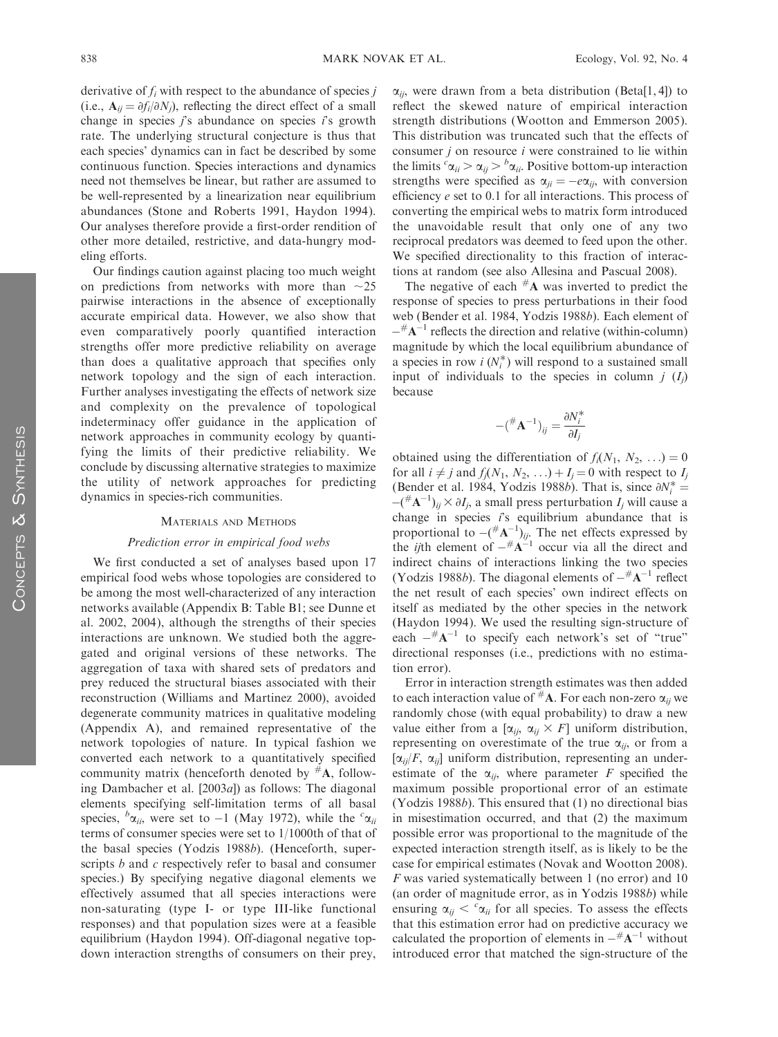derivative of $f_i$ with respect to the abundance of species $j$ (i.e., $\mathbf{A}_{ij} = \partial f_i/\partial N_j$), reflecting the direct effect of a small change in species $j$'s abundance on species $i$'s growth rate. The underlying structural conjecture is thus that each species' dynamics can in fact be described by some continuous function. Species interactions and dynamics need not themselves be linear, but rather are assumed to be well-represented by a linearization near equilibrium abundances (Stone and Roberts 1991, Haydon 1994). Our analyses therefore provide a first-order rendition of other more detailed, restrictive, and data-hungry modeling efforts.

Our findings caution against placing too much weight on predictions from networks with more than ~25 pairwise interactions in the absence of exceptionally accurate empirical data. However, we also show that even comparatively poorly quantified interaction strengths offer more predictive reliability on average than does a qualitative approach that specifies only network topology and the sign of each interaction. Further analyses investigating the effects of network size and complexity on the prevalence of topological indeterminacy offer guidance in the application of network approaches in community ecology by quantifying the limits of their predictive reliability. We conclude by discussing alternative strategies to maximize the utility of network approaches for predicting dynamics in species-rich communities.

## Materials and Methods

### *Prediction error in empirical food webs*

We first conducted a set of analyses based upon 17 empirical food webs whose topologies are considered to be among the most well-characterized of any interaction networks available (Appendix B: Table B1; see Dunne et al. 2002, 2004), although the strengths of their species interactions are unknown. We studied both the aggregated and original versions of these networks. The aggregation of taxa with shared sets of predators and prey reduced the structural biases associated with their reconstruction (Williams and Martinez 2000), avoided degenerate community matrices in qualitative modeling (Appendix A), and remained representative of the network topologies of nature. In typical fashion we converted each network to a quantitatively specified community matrix (henceforth denoted by ${}^{\#}\mathbf{A}$, following Dambacher et al. [2003*a*]) as follows: The diagonal elements specifying self-limitation terms of all basal species, ${}^{b}\alpha_{ii}$, were set to −1 (May 1972), while the ${}^{c}\alpha_{ii}$ terms of consumer species were set to 1/1000th of that of the basal species (Yodzis 1988*b*). (Henceforth, superscripts *b* and *c* respectively refer to basal and consumer species.) By specifying negative diagonal elements we effectively assumed that all species interactions were non-saturating (type I- or type III-like functional responses) and that population sizes were at a feasible equilibrium (Haydon 1994). Off-diagonal negative top-down interaction strengths of consumers on their prey, $\alpha_{ij}$, were drawn from a beta distribution (Beta[1, 4]) to reflect the skewed nature of empirical interaction strength distributions (Wootton and Emmerson 2005). This distribution was truncated such that the effects of consumer $j$ on resource $i$ were constrained to lie within the limits ${}^{c}\alpha_{ii} > \alpha_{ij} > {}^{b}\alpha_{ii}$. Positive bottom-up interaction strengths were specified as $\alpha_{ji} = -e\alpha_{ij}$, with conversion efficiency $e$ set to 0.1 for all interactions. This process of converting the empirical webs to matrix form introduced the unavoidable result that only one of any two reciprocal predators was deemed to feed upon the other. We specified directionality to this fraction of interactions at random (see also Allesina and Pascual 2008).

The negative of each ${}^{\#}\mathbf{A}$ was inverted to predict the response of species to press perturbations in their food web (Bender et al. 1984, Yodzis 1988*b*). Each element of $-{}^{\#}\mathbf{A}^{-1}$ reflects the direction and relative (within-column) magnitude by which the local equilibrium abundance of a species in row $i$ ($N_i^*$) will respond to a sustained small input of individuals to the species in column $j$ ($I_j$) because

$$-({}^{\#}\mathbf{A}^{-1})_{ij} = \frac{\partial N_i^*}{\partial I_j}$$

obtained using the differentiation of $f_i(N_1, N_2, \ldots) = 0$ for all $i \neq j$ and $f_j(N_1, N_2, \ldots) + I_j = 0$ with respect to $I_j$ (Bender et al. 1984, Yodzis 1988*b*). That is, since $\partial N_i^* = -({}^{\#}\mathbf{A}^{-1})_{ij} \times \partial I_j$, a small press perturbation $I_j$ will cause a change in species $i$'s equilibrium abundance that is proportional to $-({}^{\#}\mathbf{A}^{-1})_{ij}$. The net effects expressed by the $ij$th element of $-{}^{\#}\mathbf{A}^{-1}$ occur via all the direct and indirect chains of interactions linking the two species (Yodzis 1988*b*). The diagonal elements of $-{}^{\#}\mathbf{A}^{-1}$ reflect the net result of each species' own indirect effects on itself as mediated by the other species in the network (Haydon 1994). We used the resulting sign-structure of each $-{}^{\#}\mathbf{A}^{-1}$ to specify each network's set of "true" directional responses (i.e., predictions with no estimation error).

Error in interaction strength estimates was then added to each interaction value of ${}^{\#}\mathbf{A}$. For each non-zero $\alpha_{ij}$ we randomly chose (with equal probability) to draw a new value either from a $[\alpha_{ij}, \alpha_{ij} \times F]$ uniform distribution, representing on overestimate of the true $\alpha_{ij}$, or from a $[\alpha_{ij}/F, \alpha_{ij}]$ uniform distribution, representing an underestimate of the $\alpha_{ij}$, where parameter $F$ specified the maximum possible proportional error of an estimate (Yodzis 1988*b*). This ensured that (1) no directional bias in misestimation occurred, and that (2) the maximum possible error was proportional to the magnitude of the expected interaction strength itself, as is likely to be the case for empirical estimates (Novak and Wootton 2008). $F$ was varied systematically between 1 (no error) and 10 (an order of magnitude error, as in Yodzis 1988*b*) while ensuring $\alpha_{ij} < {}^{c}\alpha_{ii}$ for all species. To assess the effects that this estimation error had on predictive accuracy we calculated the proportion of elements in $-{}^{\#}\mathbf{A}^{-1}$ without introduced error that matched the sign-structure of the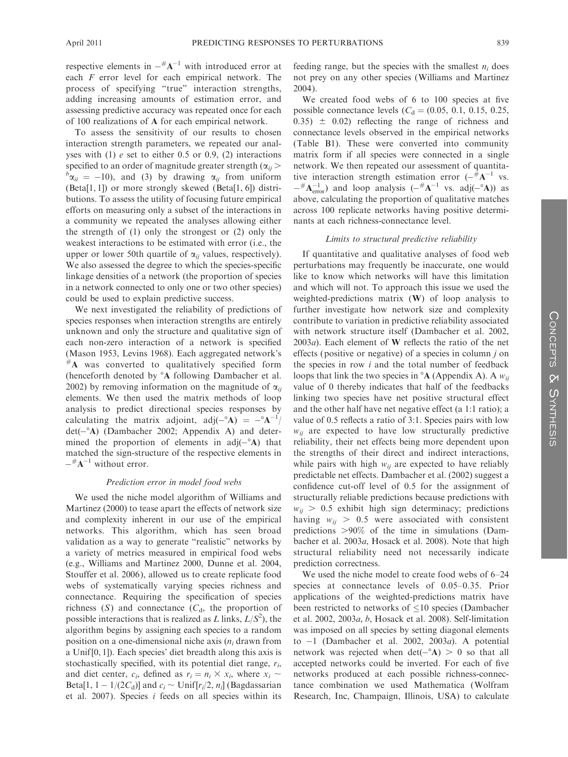respective elements in $-^{\#}\mathbf{A}^{-1}$ with introduced error at each $F$ error level for each empirical network. The process of specifying "true" interaction strengths, adding increasing amounts of estimation error, and assessing predictive accuracy was repeated once for each of 100 realizations of $\mathbf{A}$ for each empirical network.

To assess the sensitivity of our results to chosen interaction strength parameters, we repeated our analyses with (1) $e$ set to either 0.5 or 0.9, (2) interactions specified to an order of magnitude greater strength ($\alpha_{ij} > {}^{b}\alpha_{ii} = -10$), and (3) by drawing $\alpha_{ij}$ from uniform (Beta[1, 1]) or more strongly skewed (Beta[1, 6]) distributions. To assess the utility of focusing future empirical efforts on measuring only a subset of the interactions in a community we repeated the analyses allowing either the strength of (1) only the strongest or (2) only the weakest interactions to be estimated with error (i.e., the upper or lower 50th quartile of $\alpha_{ij}$ values, respectively). We also assessed the degree to which the species-specific linkage densities of a network (the proportion of species in a network connected to only one or two other species) could be used to explain predictive success.

We next investigated the reliability of predictions of species responses when interaction strengths are entirely unknown and only the structure and qualitative sign of each non-zero interaction of a network is specified (Mason 1953, Levins 1968). Each aggregated network's ${}^{\#}\mathbf{A}$ was converted to qualitatively specified form (henceforth denoted by ${}^{\circ}\mathbf{A}$ following Dambacher et al. 2002) by removing information on the magnitude of $\alpha_{ij}$ elements. We then used the matrix methods of loop analysis to predict directional species responses by calculating the matrix adjoint, $\text{adj}(-{}^{\circ}\mathbf{A}) = -{}^{\circ}\mathbf{A}^{-1}/\det(-{}^{\circ}\mathbf{A})$ (Dambacher 2002; Appendix A) and determined the proportion of elements in $\text{adj}(-{}^{\circ}\mathbf{A})$ that matched the sign-structure of the respective elements in $-^{\#}\mathbf{A}^{-1}$ without error.

### *Prediction error in model food webs*

We used the niche model algorithm of Williams and Martinez (2000) to tease apart the effects of network size and complexity inherent in our use of the empirical networks. This algorithm, which has seen broad validation as a way to generate "realistic" networks by a variety of metrics measured in empirical food webs (e.g., Williams and Martinez 2000, Dunne et al. 2004, Stouffer et al. 2006), allowed us to create replicate food webs of systematically varying species richness and connectance. Requiring the specification of species richness ($S$) and connectance ($C_d$, the proportion of possible interactions that is realized as $L$ links, $L/S^2$), the algorithm begins by assigning each species to a random position on a one-dimensional niche axis ($n_i$ drawn from a Unif[0, 1]). Each species' diet breadth along this axis is stochastically specified, with its potential diet range, $r_i$, and diet center, $c_i$, defined as $r_i = n_i \times x_i$, where $x_i \sim \text{Beta}[1, 1 - 1/(2C_d)]$ and $c_i \sim \text{Unif}[r_i/2, n_i]$ (Bagdassarian et al. 2007). Species $i$ feeds on all species within its feeding range, but the species with the smallest $n_i$ does not prey on any other species (Williams and Martinez 2004).

We created food webs of 6 to 100 species at five possible connectance levels ($C_d = (0.05, 0.1, 0.15, 0.25, 0.35) \pm 0.02$) reflecting the range of richness and connectance levels observed in the empirical networks (Table B1). These were converted into community matrix form if all species were connected in a single network. We then repeated our assessment of quantitative interaction strength estimation error ($-^{\#}\mathbf{A}^{-1}$ vs. $-^{\#}\mathbf{A}_{\text{error}}^{-1}$) and loop analysis ($-^{\#}\mathbf{A}^{-1}$ vs. $\text{adj}(-{}^{\circ}\mathbf{A})$) as above, calculating the proportion of qualitative matches across 100 replicate networks having positive determinants at each richness-connectance level.

### *Limits to structural predictive reliability*

If quantitative and qualitative analyses of food web perturbations may frequently be inaccurate, one would like to know which networks will have this limitation and which will not. To approach this issue we used the weighted-predictions matrix ($\mathbf{W}$) of loop analysis to further investigate how network size and complexity contribute to variation in predictive reliability associated with network structure itself (Dambacher et al. 2002, 2003*a*). Each element of $\mathbf{W}$ reflects the ratio of the net effects (positive or negative) of a species in column $j$ on the species in row $i$ and the total number of feedback loops that link the two species in ${}^{\circ}\mathbf{A}$ (Appendix A). A $w_{ij}$ value of 0 thereby indicates that half of the feedbacks linking two species have net positive structural effect and the other half have net negative effect (a 1:1 ratio); a value of 0.5 reflects a ratio of 3:1. Species pairs with low $w_{ij}$ are expected to have low structurally predictive reliability, their net effects being more dependent upon the strengths of their direct and indirect interactions, while pairs with high $w_{ij}$ are expected to have reliably predictable net effects. Dambacher et al. (2002) suggest a confidence cut-off level of 0.5 for the assignment of structurally reliable predictions because predictions with $w_{ij} > 0.5$ exhibit high sign determinacy; predictions having $w_{ij} > 0.5$ were associated with consistent predictions >90% of the time in simulations (Dambacher et al. 2003*a*, Hosack et al. 2008). Note that high structural reliability need not necessarily indicate prediction correctness.

We used the niche model to create food webs of 6–24 species at connectance levels of 0.05–0.35. Prior applications of the weighted-predictions matrix have been restricted to networks of ≤10 species (Dambacher et al. 2002, 2003*a*, *b*, Hosack et al. 2008). Self-limitation was imposed on all species by setting diagonal elements to −1 (Dambacher et al. 2002, 2003*a*). A potential network was rejected when $\det(-{}^{\circ}\mathbf{A}) > 0$ so that all accepted networks could be inverted. For each of five networks produced at each possible richness-connectance combination we used Mathematica (Wolfram Research, Inc, Champaign, Illinois, USA) to calculate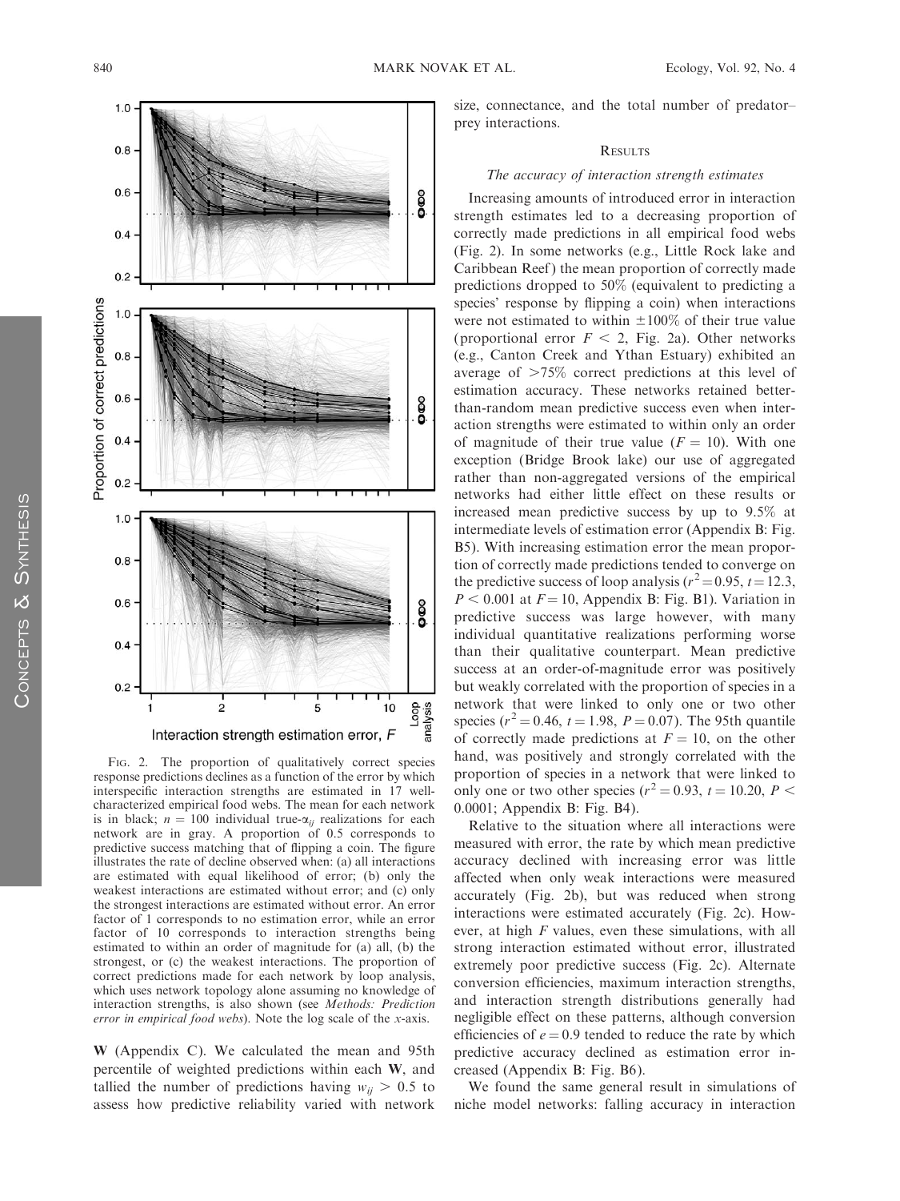FIG. 2. The proportion of qualitatively correct species response predictions declines as a function of the error by which interspecific interaction strengths are estimated in 17 well-characterized empirical food webs. The mean for each network is in black; $n = 100$ individual true-$\alpha_{ij}$ realizations for each network are in gray. A proportion of 0.5 corresponds to predictive success matching that of flipping a coin. The figure illustrates the rate of decline observed when: (a) all interactions are estimated with equal likelihood of error; (b) only the weakest interactions are estimated without error; and (c) only the strongest interactions are estimated without error. An error factor of 1 corresponds to no estimation error, while an error factor of 10 corresponds to interaction strengths being estimated to within an order of magnitude for (a) all, (b) the strongest, or (c) the weakest interactions. The proportion of correct predictions made for each network by loop analysis, which uses network topology alone assuming no knowledge of interaction strengths, is also shown (see *Methods: Prediction error in empirical food webs*). Note the log scale of the *x*-axis.

**W** (Appendix C). We calculated the mean and 95th percentile of weighted predictions within each **W**, and tallied the number of predictions having $w_{ij} > 0.5$ to assess how predictive reliability varied with network size, connectance, and the total number of predator–prey interactions.

## RESULTS

### *The accuracy of interaction strength estimates*

Increasing amounts of introduced error in interaction strength estimates led to a decreasing proportion of correctly made predictions in all empirical food webs (Fig. 2). In some networks (e.g., Little Rock lake and Caribbean Reef) the mean proportion of correctly made predictions dropped to 50% (equivalent to predicting a species' response by flipping a coin) when interactions were not estimated to within ±100% of their true value (proportional error $F < 2$, Fig. 2a). Other networks (e.g., Canton Creek and Ythan Estuary) exhibited an average of >75% correct predictions at this level of estimation accuracy. These networks retained better-than-random mean predictive success even when interaction strengths were estimated to within only an order of magnitude of their true value ($F = 10$). With one exception (Bridge Brook lake) our use of aggregated rather than non-aggregated versions of the empirical networks had either little effect on these results or increased mean predictive success by up to 9.5% at intermediate levels of estimation error (Appendix B: Fig. B5). With increasing estimation error the mean proportion of correctly made predictions tended to converge on the predictive success of loop analysis ($r^2 = 0.95$, $t = 12.3$, $P < 0.001$ at $F = 10$, Appendix B: Fig. B1). Variation in predictive success was large however, with many individual quantitative realizations performing worse than their qualitative counterpart. Mean predictive success at an order-of-magnitude error was positively but weakly correlated with the proportion of species in a network that were linked to only one or two other species ($r^2 = 0.46$, $t = 1.98$, $P = 0.07$). The 95th quantile of correctly made predictions at $F = 10$, on the other hand, was positively and strongly correlated with the proportion of species in a network that were linked to only one or two other species ($r^2 = 0.93$, $t = 10.20$, $P < 0.0001$; Appendix B: Fig. B4).

Relative to the situation where all interactions were measured with error, the rate by which mean predictive accuracy declined with increasing error was little affected when only weak interactions were measured accurately (Fig. 2b), but was reduced when strong interactions were estimated accurately (Fig. 2c). However, at high $F$ values, even these simulations, with all strong interaction estimated without error, illustrated extremely poor predictive success (Fig. 2c). Alternate conversion efficiencies, maximum interaction strengths, and interaction strength distributions generally had negligible effect on these patterns, although conversion efficiencies of $e = 0.9$ tended to reduce the rate by which predictive accuracy declined as estimation error increased (Appendix B: Fig. B6).

We found the same general result in simulations of niche model networks: falling accuracy in interaction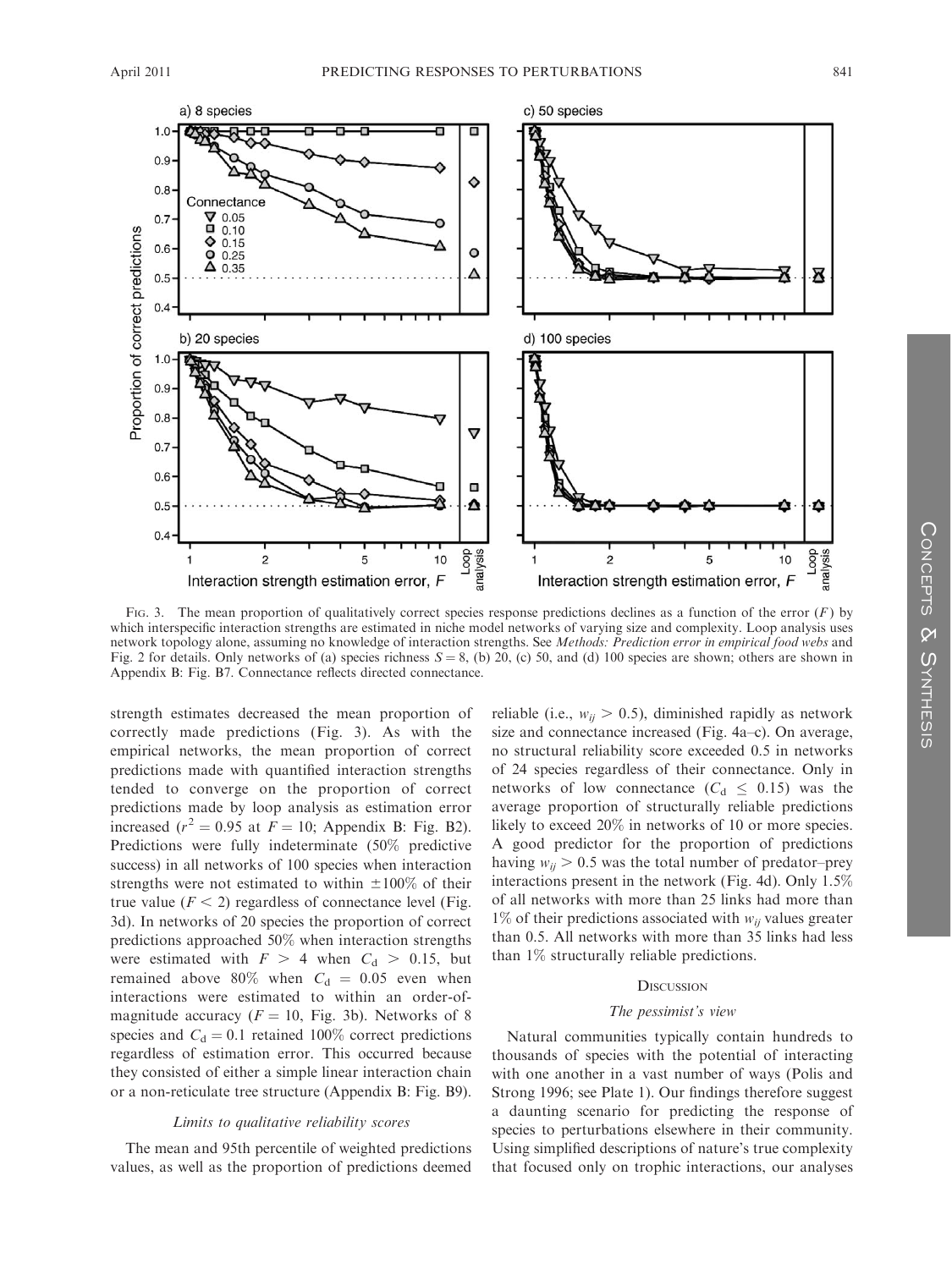FIG. 3. The mean proportion of qualitatively correct species response predictions declines as a function of the error ($F$) by which interspecific interaction strengths are estimated in niche model networks of varying size and complexity. Loop analysis uses network topology alone, assuming no knowledge of interaction strengths. See *Methods: Prediction error in empirical food webs* and Fig. 2 for details. Only networks of (a) species richness $S = 8$, (b) 20, (c) 50, and (d) 100 species are shown; others are shown in Appendix B: Fig. B7. Connectance reflects directed connectance.

strength estimates decreased the mean proportion of correctly made predictions (Fig. 3). As with the empirical networks, the mean proportion of correct predictions made with quantified interaction strengths tended to converge on the proportion of correct predictions made by loop analysis as estimation error increased ($r^2 = 0.95$ at $F = 10$; Appendix B: Fig. B2). Predictions were fully indeterminate (50% predictive success) in all networks of 100 species when interaction strengths were not estimated to within ±100% of their true value ($F < 2$) regardless of connectance level (Fig. 3d). In networks of 20 species the proportion of correct predictions approached 50% when interaction strengths were estimated with $F > 4$ when $C_d > 0.15$, but remained above 80% when $C_d = 0.05$ even when interactions were estimated to within an order-of-magnitude accuracy ($F = 10$, Fig. 3b). Networks of 8 species and $C_d = 0.1$ retained 100% correct predictions regardless of estimation error. This occurred because they consisted of either a simple linear interaction chain or a non-reticulate tree structure (Appendix B: Fig. B9).

### *Limits to qualitative reliability scores*

The mean and 95th percentile of weighted predictions values, as well as the proportion of predictions deemed reliable (i.e., $w_{ij} > 0.5$), diminished rapidly as network size and connectance increased (Fig. 4a–c). On average, no structural reliability score exceeded 0.5 in networks of 24 species regardless of their connectance. Only in networks of low connectance ($C_d \leq 0.15$) was the average proportion of structurally reliable predictions likely to exceed 20% in networks of 10 or more species. A good predictor for the proportion of predictions having $w_{ij} > 0.5$ was the total number of predator–prey interactions present in the network (Fig. 4d). Only 1.5% of all networks with more than 25 links had more than 1% of their predictions associated with $w_{ij}$ values greater than 0.5. All networks with more than 35 links had less than 1% structurally reliable predictions.

## DISCUSSION

### *The pessimist's view*

Natural communities typically contain hundreds to thousands of species with the potential of interacting with one another in a vast number of ways (Polis and Strong 1996; see Plate 1). Our findings therefore suggest a daunting scenario for predicting the response of species to perturbations elsewhere in their community. Using simplified descriptions of nature's true complexity that focused only on trophic interactions, our analyses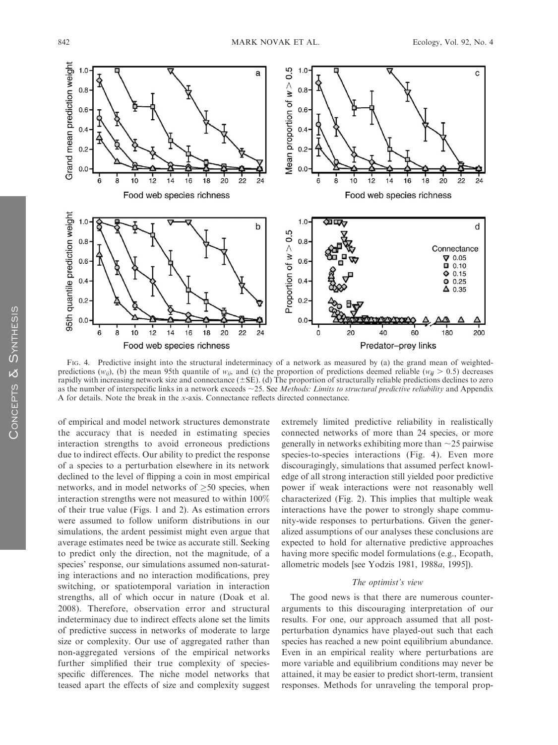FIG. 4. Predictive insight into the structural indeterminacy of a network as measured by (a) the grand mean of weighted-predictions ($w_{ij}$), (b) the mean 95th quantile of $w_{ij}$, and (c) the proportion of predictions deemed reliable ($w_{ij} > 0.5$) decreases rapidly with increasing network size and connectance (±SE). (d) The proportion of structurally reliable predictions declines to zero as the number of interspecific links in a network exceeds ~25. See *Methods: Limits to structural predictive reliability* and Appendix A for details. Note the break in the x-axis. Connectance reflects directed connectance.

of empirical and model network structures demonstrate the accuracy that is needed in estimating species interaction strengths to avoid erroneous predictions due to indirect effects. Our ability to predict the response of a species to a perturbation elsewhere in its network declined to the level of flipping a coin in most empirical networks, and in model networks of ≥50 species, when interaction strengths were not measured to within 100% of their true value (Figs. 1 and 2). As estimation errors were assumed to follow uniform distributions in our simulations, the ardent pessimist might even argue that average estimates need be twice as accurate still. Seeking to predict only the direction, not the magnitude, of a species' response, our simulations assumed non-saturating interactions and no interaction modifications, prey switching, or spatiotemporal variation in interaction strengths, all of which occur in nature (Doak et al. 2008). Therefore, observation error and structural indeterminacy due to indirect effects alone set the limits of predictive success in networks of moderate to large size or complexity. Our use of aggregated rather than non-aggregated versions of the empirical networks further simplified their true complexity of species-specific differences. The niche model networks that teased apart the effects of size and complexity suggest extremely limited predictive reliability in realistically connected networks of more than 24 species, or more generally in networks exhibiting more than ~25 pairwise species-to-species interactions (Fig. 4). Even more discouragingly, simulations that assumed perfect knowledge of all strong interaction still yielded poor predictive power if weak interactions were not reasonably well characterized (Fig. 2). This implies that multiple weak interactions have the power to strongly shape community-wide responses to perturbations. Given the generalized assumptions of our analyses these conclusions are expected to hold for alternative predictive approaches having more specific model formulations (e.g., Ecopath, allometric models [see Yodzis 1981, 1988*a*, 1995]).

### *The optimist's view*

The good news is that there are numerous counter-arguments to this discouraging interpretation of our results. For one, our approach assumed that all post-perturbation dynamics have played-out such that each species has reached a new point equilibrium abundance. Even in an empirical reality where perturbations are more variable and equilibrium conditions may never be attained, it may be easier to predict short-term, transient responses. Methods for unraveling the temporal prop-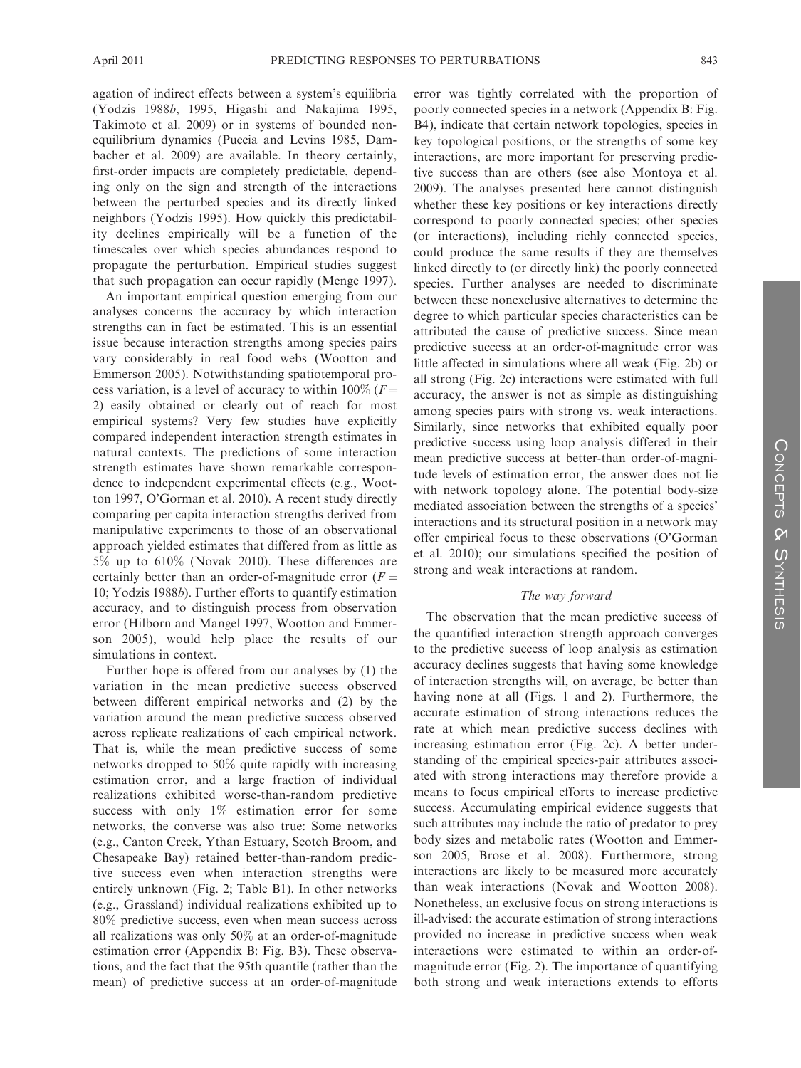agation of indirect effects between a system's equilibria (Yodzis 1988b, 1995, Higashi and Nakajima 1995, Takimoto et al. 2009) or in systems of bounded nonequilibrium dynamics (Puccia and Levins 1985, Dambacher et al. 2009) are available. In theory certainly, first-order impacts are completely predictable, depending only on the sign and strength of the interactions between the perturbed species and its directly linked neighbors (Yodzis 1995). How quickly this predictability declines empirically will be a function of the timescales over which species abundances respond to propagate the perturbation. Empirical studies suggest that such propagation can occur rapidly (Menge 1997).

An important empirical question emerging from our analyses concerns the accuracy by which interaction strengths can in fact be estimated. This is an essential issue because interaction strengths among species pairs vary considerably in real food webs (Wootton and Emmerson 2005). Notwithstanding spatiotemporal process variation, is a level of accuracy to within 100% ($F = 2$) easily obtained or clearly out of reach for most empirical systems? Very few studies have explicitly compared independent interaction strength estimates in natural contexts. The predictions of some interaction strength estimates have shown remarkable correspondence to independent experimental effects (e.g., Wootton 1997, O'Gorman et al. 2010). A recent study directly comparing per capita interaction strengths derived from manipulative experiments to those of an observational approach yielded estimates that differed from as little as 5% up to 610% (Novak 2010). These differences are certainly better than an order-of-magnitude error ($F = 10$; Yodzis 1988b). Further efforts to quantify estimation accuracy, and to distinguish process from observation error (Hilborn and Mangel 1997, Wootton and Emmerson 2005), would help place the results of our simulations in context.

Further hope is offered from our analyses by (1) the variation in the mean predictive success observed between different empirical networks and (2) by the variation around the mean predictive success observed across replicate realizations of each empirical network. That is, while the mean predictive success of some networks dropped to 50% quite rapidly with increasing estimation error, and a large fraction of individual realizations exhibited worse-than-random predictive success with only 1% estimation error for some networks, the converse was also true: Some networks (e.g., Canton Creek, Ythan Estuary, Scotch Broom, and Chesapeake Bay) retained better-than-random predictive success even when interaction strengths were entirely unknown (Fig. 2; Table B1). In other networks (e.g., Grassland) individual realizations exhibited up to 80% predictive success, even when mean success across all realizations was only 50% at an order-of-magnitude estimation error (Appendix B: Fig. B3). These observations, and the fact that the 95th quantile (rather than the mean) of predictive success at an order-of-magnitude error was tightly correlated with the proportion of poorly connected species in a network (Appendix B: Fig. B4), indicate that certain network topologies, species in key topological positions, or the strengths of some key interactions, are more important for preserving predictive success than are others (see also Montoya et al. 2009). The analyses presented here cannot distinguish whether these key positions or key interactions directly correspond to poorly connected species; other species (or interactions), including richly connected species, could produce the same results if they are themselves linked directly to (or directly link) the poorly connected species. Further analyses are needed to discriminate between these nonexclusive alternatives to determine the degree to which particular species characteristics can be attributed the cause of predictive success. Since mean predictive success at an order-of-magnitude error was little affected in simulations where all weak (Fig. 2b) or all strong (Fig. 2c) interactions were estimated with full accuracy, the answer is not as simple as distinguishing among species pairs with strong vs. weak interactions. Similarly, since networks that exhibited equally poor predictive success using loop analysis differed in their mean predictive success at better-than order-of-magnitude levels of estimation error, the answer does not lie with network topology alone. The potential body-size mediated association between the strengths of a species' interactions and its structural position in a network may offer empirical focus to these observations (O'Gorman et al. 2010); our simulations specified the position of strong and weak interactions at random.

### *The way forward*

The observation that the mean predictive success of the quantified interaction strength approach converges to the predictive success of loop analysis as estimation accuracy declines suggests that having some knowledge of interaction strengths will, on average, be better than having none at all (Figs. 1 and 2). Furthermore, the accurate estimation of strong interactions reduces the rate at which mean predictive success declines with increasing estimation error (Fig. 2c). A better understanding of the empirical species-pair attributes associated with strong interactions may therefore provide a means to focus empirical efforts to increase predictive success. Accumulating empirical evidence suggests that such attributes may include the ratio of predator to prey body sizes and metabolic rates (Wootton and Emmerson 2005, Brose et al. 2008). Furthermore, strong interactions are likely to be measured more accurately than weak interactions (Novak and Wootton 2008). Nonetheless, an exclusive focus on strong interactions is ill-advised: the accurate estimation of strong interactions provided no increase in predictive success when weak interactions were estimated to within an order-of-magnitude error (Fig. 2). The importance of quantifying both strong and weak interactions extends to efforts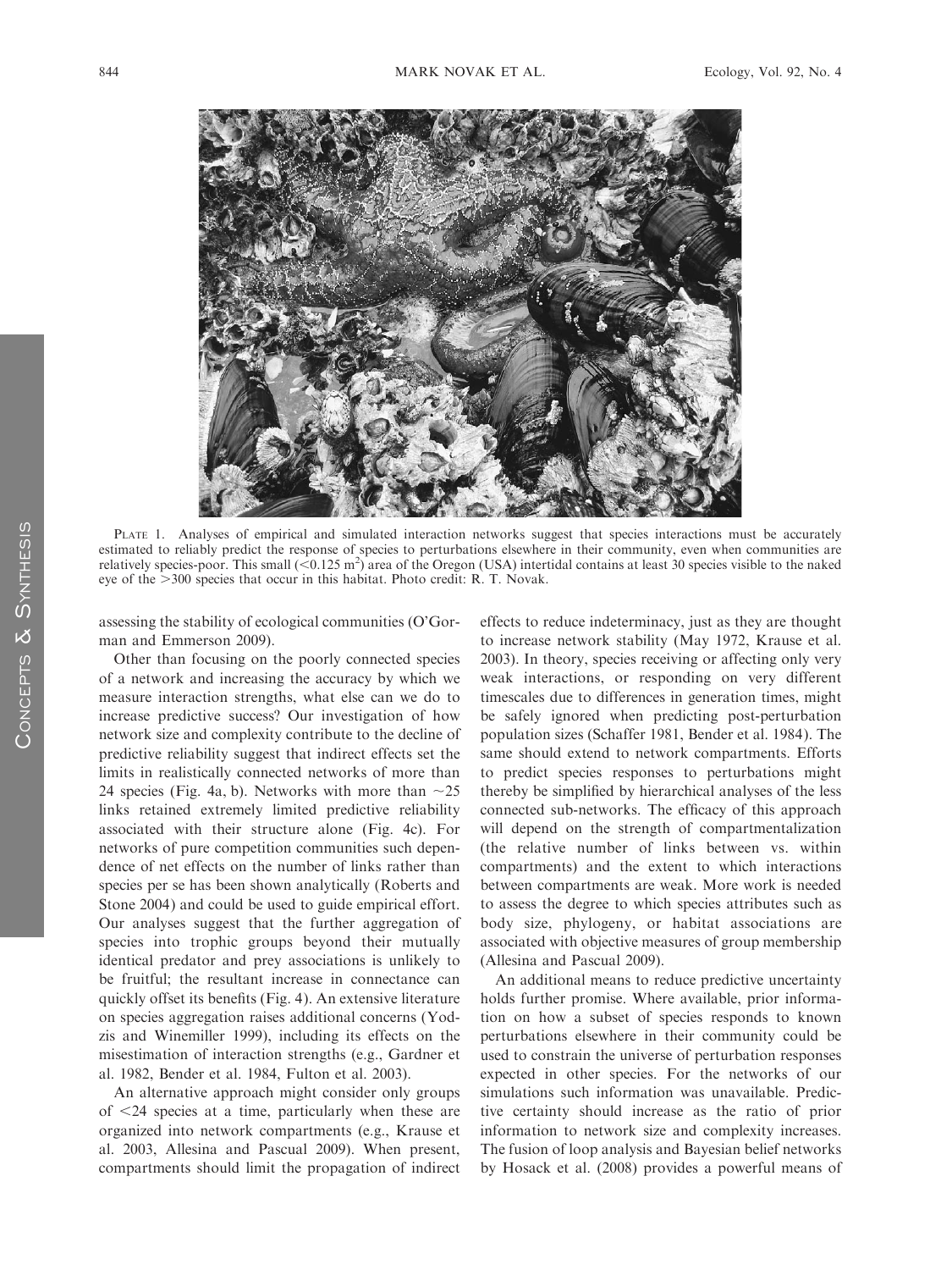PLATE 1. Analyses of empirical and simulated interaction networks suggest that species interactions must be accurately estimated to reliably predict the response of species to perturbations elsewhere in their community, even when communities are relatively species-poor. This small ($<0.125$ m$^2$) area of the Oregon (USA) intertidal contains at least 30 species visible to the naked eye of the $>300$ species that occur in this habitat. Photo credit: R. T. Novak.

assessing the stability of ecological communities (O'Gorman and Emmerson 2009).

Other than focusing on the poorly connected species of a network and increasing the accuracy by which we measure interaction strengths, what else can we do to increase predictive success? Our investigation of how network size and complexity contribute to the decline of predictive reliability suggest that indirect effects set the limits in realistically connected networks of more than 24 species (Fig. 4a, b). Networks with more than $\sim$25 links retained extremely limited predictive reliability associated with their structure alone (Fig. 4c). For networks of pure competition communities such dependence of net effects on the number of links rather than species per se has been shown analytically (Roberts and Stone 2004) and could be used to guide empirical effort. Our analyses suggest that the further aggregation of species into trophic groups beyond their mutually identical predator and prey associations is unlikely to be fruitful; the resultant increase in connectance can quickly offset its benefits (Fig. 4). An extensive literature on species aggregation raises additional concerns (Yodzis and Winemiller 1999), including its effects on the misestimation of interaction strengths (e.g., Gardner et al. 1982, Bender et al. 1984, Fulton et al. 2003).

An alternative approach might consider only groups of $<$24 species at a time, particularly when these are organized into network compartments (e.g., Krause et al. 2003, Allesina and Pascual 2009). When present, compartments should limit the propagation of indirect effects to reduce indeterminacy, just as they are thought to increase network stability (May 1972, Krause et al. 2003). In theory, species receiving or affecting only very weak interactions, or responding on very different timescales due to differences in generation times, might be safely ignored when predicting post-perturbation population sizes (Schaffer 1981, Bender et al. 1984). The same should extend to network compartments. Efforts to predict species responses to perturbations might thereby be simplified by hierarchical analyses of the less connected sub-networks. The efficacy of this approach will depend on the strength of compartmentalization (the relative number of links between vs. within compartments) and the extent to which interactions between compartments are weak. More work is needed to assess the degree to which species attributes such as body size, phylogeny, or habitat associations are associated with objective measures of group membership (Allesina and Pascual 2009).

An additional means to reduce predictive uncertainty holds further promise. Where available, prior information on how a subset of species responds to known perturbations elsewhere in their community could be used to constrain the universe of perturbation responses expected in other species. For the networks of our simulations such information was unavailable. Predictive certainty should increase as the ratio of prior information to network size and complexity increases. The fusion of loop analysis and Bayesian belief networks by Hosack et al. (2008) provides a powerful means of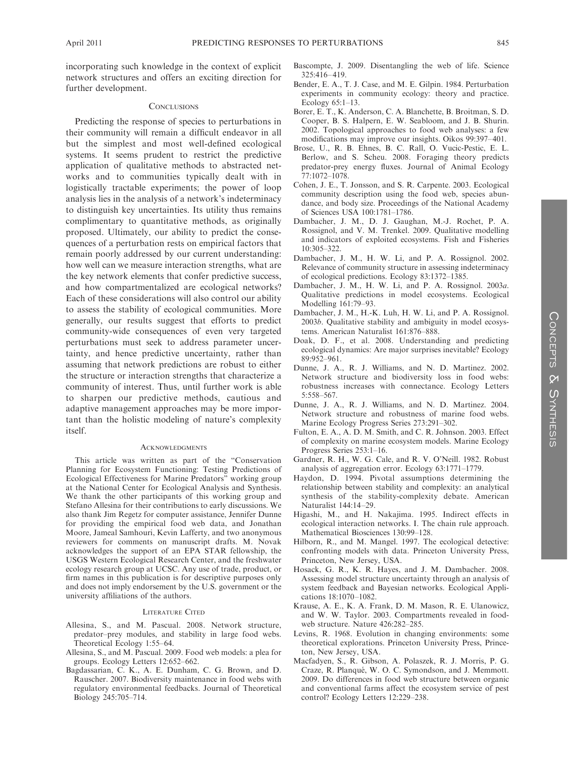incorporating such knowledge in the context of explicit network structures and offers an exciting direction for further development.

## Conclusions

Predicting the response of species to perturbations in their community will remain a difficult endeavor in all but the simplest and most well-defined ecological systems. It seems prudent to restrict the predictive application of qualitative methods to abstracted networks and to communities typically dealt with in logistically tractable experiments; the power of loop analysis lies in the analysis of a network's indeterminacy to distinguish key uncertainties. Its utility thus remains complimentary to quantitative methods, as originally proposed. Ultimately, our ability to predict the consequences of a perturbation rests on empirical factors that remain poorly addressed by our current understanding: how well can we measure interaction strengths, what are the key network elements that confer predictive success, and how compartmentalized are ecological networks? Each of these considerations will also control our ability to assess the stability of ecological communities. More generally, our results suggest that efforts to predict community-wide consequences of even very targeted perturbations must seek to address parameter uncertainty, and hence predictive uncertainty, rather than assuming that network predictions are robust to either the structure or interaction strengths that characterize a community of interest. Thus, until further work is able to sharpen our predictive methods, cautious and adaptive management approaches may be more important than the holistic modeling of nature's complexity itself.

## Acknowledgments

This article was written as part of the "Conservation Planning for Ecosystem Functioning: Testing Predictions of Ecological Effectiveness for Marine Predators" working group at the National Center for Ecological Analysis and Synthesis. We thank the other participants of this working group and Stefano Allesina for their contributions to early discussions. We also thank Jim Regetz for computer assistance, Jennifer Dunne for providing the empirical food web data, and Jonathan Moore, Jameal Samhouri, Kevin Lafferty, and two anonymous reviewers for comments on manuscript drafts. M. Novak acknowledges the support of an EPA STAR fellowship, the USGS Western Ecological Research Center, and the freshwater ecology research group at UCSC. Any use of trade, product, or firm names in this publication is for descriptive purposes only and does not imply endorsement by the U.S. government or the university affiliations of the authors.

## Literature Cited

Allesina, S., and M. Pascual. 2008. Network structure, predator–prey modules, and stability in large food webs. Theoretical Ecology 1:55–64.

Allesina, S., and M. Pascual. 2009. Food web models: a plea for groups. Ecology Letters 12:652–662.

Bagdassarian, C. K., A. E. Dunham, C. G. Brown, and D. Rauscher. 2007. Biodiversity maintenance in food webs with regulatory environmental feedbacks. Journal of Theoretical Biology 245:705–714.

Bascompte, J. 2009. Disentangling the web of life. Science 325:416–419.

Bender, E. A., T. J. Case, and M. E. Gilpin. 1984. Perturbation experiments in community ecology: theory and practice. Ecology 65:1–13.

Borer, E. T., K. Anderson, C. A. Blanchette, B. Broitman, S. D. Cooper, B. S. Halpern, E. W. Seabloom, and J. B. Shurin. 2002. Topological approaches to food web analyses: a few modifications may improve our insights. Oikos 99:397–401.

Brose, U., R. B. Ehnes, B. C. Rall, O. Vucic-Pestic, E. L. Berlow, and S. Scheu. 2008. Foraging theory predicts predator-prey energy fluxes. Journal of Animal Ecology 77:1072–1078.

Cohen, J. E., T. Jonsson, and S. R. Carpente. 2003. Ecological community description using the food web, species abundance, and body size. Proceedings of the National Academy of Sciences USA 100:1781–1786.

Dambacher, J. M., D. J. Gaughan, M.-J. Rochet, P. A. Rossignol, and V. M. Trenkel. 2009. Qualitative modelling and indicators of exploited ecosystems. Fish and Fisheries 10:305–322.

Dambacher, J. M., H. W. Li, and P. A. Rossignol. 2002. Relevance of community structure in assessing indeterminacy of ecological predictions. Ecology 83:1372–1385.

Dambacher, J. M., H. W. Li, and P. A. Rossignol. 2003*a*. Qualitative predictions in model ecosystems. Ecological Modelling 161:79–93.

Dambacher, J. M., H.-K. Luh, H. W. Li, and P. A. Rossignol. 2003*b*. Qualitative stability and ambiguity in model ecosystems. American Naturalist 161:876–888.

Doak, D. F., et al. 2008. Understanding and predicting ecological dynamics: Are major surprises inevitable? Ecology 89:952–961.

Dunne, J. A., R. J. Williams, and N. D. Martinez. 2002. Network structure and biodiversity loss in food webs: robustness increases with connectance. Ecology Letters 5:558–567.

Dunne, J. A., R. J. Williams, and N. D. Martinez. 2004. Network structure and robustness of marine food webs. Marine Ecology Progress Series 273:291–302.

Fulton, E. A., A. D. M. Smith, and C. R. Johnson. 2003. Effect of complexity on marine ecosystem models. Marine Ecology Progress Series 253:1–16.

Gardner, R. H., W. G. Cale, and R. V. O'Neill. 1982. Robust analysis of aggregation error. Ecology 63:1771–1779.

Haydon, D. 1994. Pivotal assumptions determining the relationship between stability and complexity: an analytical synthesis of the stability-complexity debate. American Naturalist 144:14–29.

Higashi, M., and H. Nakajima. 1995. Indirect effects in ecological interaction networks. I. The chain rule approach. Mathematical Biosciences 130:99–128.

Hilborn, R., and M. Mangel. 1997. The ecological detective: confronting models with data. Princeton University Press, Princeton, New Jersey, USA.

Hosack, G. R., K. R. Hayes, and J. M. Dambacher. 2008. Assessing model structure uncertainty through an analysis of system feedback and Bayesian networks. Ecological Applications 18:1070–1082.

Krause, A. E., K. A. Frank, D. M. Mason, R. E. Ulanowicz, and W. W. Taylor. 2003. Compartments revealed in food-web structure. Nature 426:282–285.

Levins, R. 1968. Evolution in changing environments: some theoretical explorations. Princeton University Press, Princeton, New Jersey, USA.

Macfadyen, S., R. Gibson, A. Polaszek, R. J. Morris, P. G. Craze, R. Planqué, W. O. C. Symondson, and J. Memmott. 2009. Do differences in food web structure between organic and conventional farms affect the ecosystem service of pest control? Ecology Letters 12:229–238.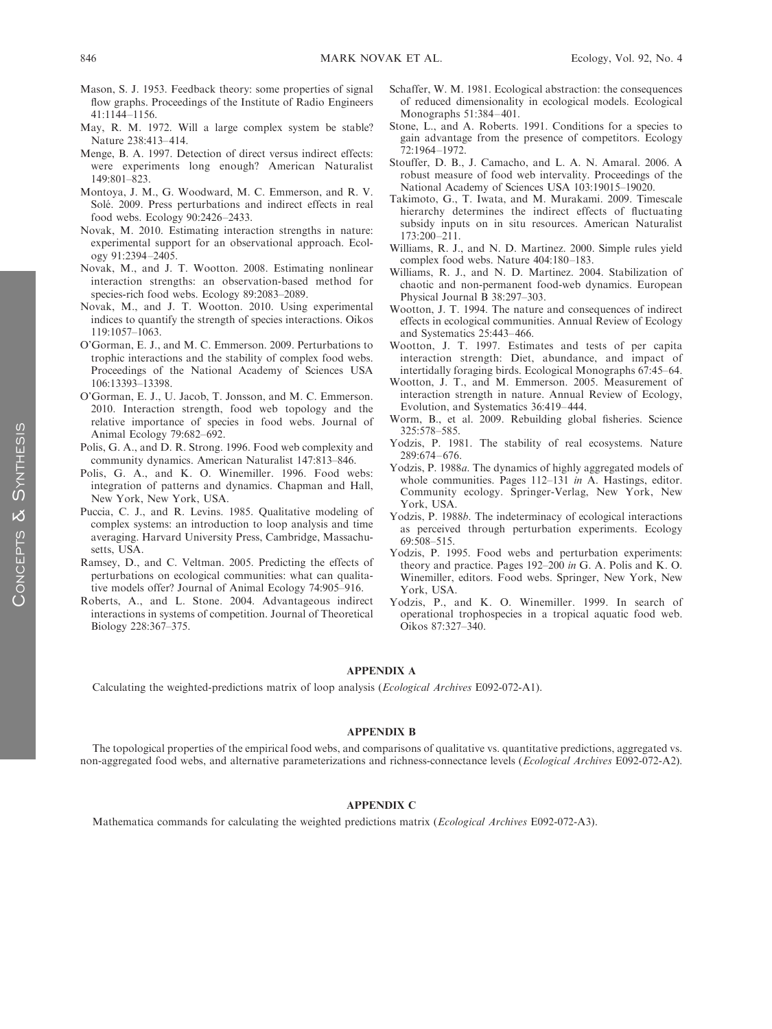Mason, S. J. 1953. Feedback theory: some properties of signal flow graphs. Proceedings of the Institute of Radio Engineers 41:1144–1156.

May, R. M. 1972. Will a large complex system be stable? Nature 238:413–414.

Menge, B. A. 1997. Detection of direct versus indirect effects: were experiments long enough? American Naturalist 149:801–823.

Montoya, J. M., G. Woodward, M. C. Emmerson, and R. V. Solé. 2009. Press perturbations and indirect effects in real food webs. Ecology 90:2426–2433.

Novak, M. 2010. Estimating interaction strengths in nature: experimental support for an observational approach. Ecology 91:2394–2405.

Novak, M., and J. T. Wootton. 2008. Estimating nonlinear interaction strengths: an observation-based method for species-rich food webs. Ecology 89:2083–2089.

Novak, M., and J. T. Wootton. 2010. Using experimental indices to quantify the strength of species interactions. Oikos 119:1057–1063.

O'Gorman, E. J., and M. C. Emmerson. 2009. Perturbations to trophic interactions and the stability of complex food webs. Proceedings of the National Academy of Sciences USA 106:13393–13398.

O'Gorman, E. J., U. Jacob, T. Jonsson, and M. C. Emmerson. 2010. Interaction strength, food web topology and the relative importance of species in food webs. Journal of Animal Ecology 79:682–692.

Polis, G. A., and D. R. Strong. 1996. Food web complexity and community dynamics. American Naturalist 147:813–846.

Polis, G. A., and K. O. Winemiller. 1996. Food webs: integration of patterns and dynamics. Chapman and Hall, New York, New York, USA.

Puccia, C. J., and R. Levins. 1985. Qualitative modeling of complex systems: an introduction to loop analysis and time averaging. Harvard University Press, Cambridge, Massachusetts, USA.

Ramsey, D., and C. Veltman. 2005. Predicting the effects of perturbations on ecological communities: what can qualitative models offer? Journal of Animal Ecology 74:905–916.

Roberts, A., and L. Stone. 2004. Advantageous indirect interactions in systems of competition. Journal of Theoretical Biology 228:367–375.

Schaffer, W. M. 1981. Ecological abstraction: the consequences of reduced dimensionality in ecological models. Ecological Monographs 51:384–401.

Stone, L., and A. Roberts. 1991. Conditions for a species to gain advantage from the presence of competitors. Ecology 72:1964–1972.

Stouffer, D. B., J. Camacho, and L. A. N. Amaral. 2006. A robust measure of food web intervality. Proceedings of the National Academy of Sciences USA 103:19015–19020.

Takimoto, G., T. Iwata, and M. Murakami. 2009. Timescale hierarchy determines the indirect effects of fluctuating subsidy inputs on in situ resources. American Naturalist 173:200–211.

Williams, R. J., and N. D. Martinez. 2000. Simple rules yield complex food webs. Nature 404:180–183.

Williams, R. J., and N. D. Martinez. 2004. Stabilization of chaotic and non-permanent food-web dynamics. European Physical Journal B 38:297–303.

Wootton, J. T. 1994. The nature and consequences of indirect effects in ecological communities. Annual Review of Ecology and Systematics 25:443–466.

Wootton, J. T. 1997. Estimates and tests of per capita interaction strength: Diet, abundance, and impact of intertidally foraging birds. Ecological Monographs 67:45–64.

Wootton, J. T., and M. Emmerson. 2005. Measurement of interaction strength in nature. Annual Review of Ecology, Evolution, and Systematics 36:419–444.

Worm, B., et al. 2009. Rebuilding global fisheries. Science 325:578–585.

Yodzis, P. 1981. The stability of real ecosystems. Nature 289:674–676.

Yodzis, P. 1988*a*. The dynamics of highly aggregated models of whole communities. Pages 112–131 *in* A. Hastings, editor. Community ecology. Springer-Verlag, New York, New York, USA.

Yodzis, P. 1988*b*. The indeterminacy of ecological interactions as perceived through perturbation experiments. Ecology 69:508–515.

Yodzis, P. 1995. Food webs and perturbation experiments: theory and practice. Pages 192–200 *in* G. A. Polis and K. O. Winemiller, editors. Food webs. Springer, New York, New York, USA.

Yodzis, P., and K. O. Winemiller. 1999. In search of operational trophospecies in a tropical aquatic food web. Oikos 87:327–340.

## APPENDIX A

Calculating the weighted-predictions matrix of loop analysis (*Ecological Archives* E092-072-A1).

## APPENDIX B

The topological properties of the empirical food webs, and comparisons of qualitative vs. quantitative predictions, aggregated vs. non-aggregated food webs, and alternative parameterizations and richness-connectance levels (*Ecological Archives* E092-072-A2).

## APPENDIX C

Mathematica commands for calculating the weighted predictions matrix (*Ecological Archives* E092-072-A3).